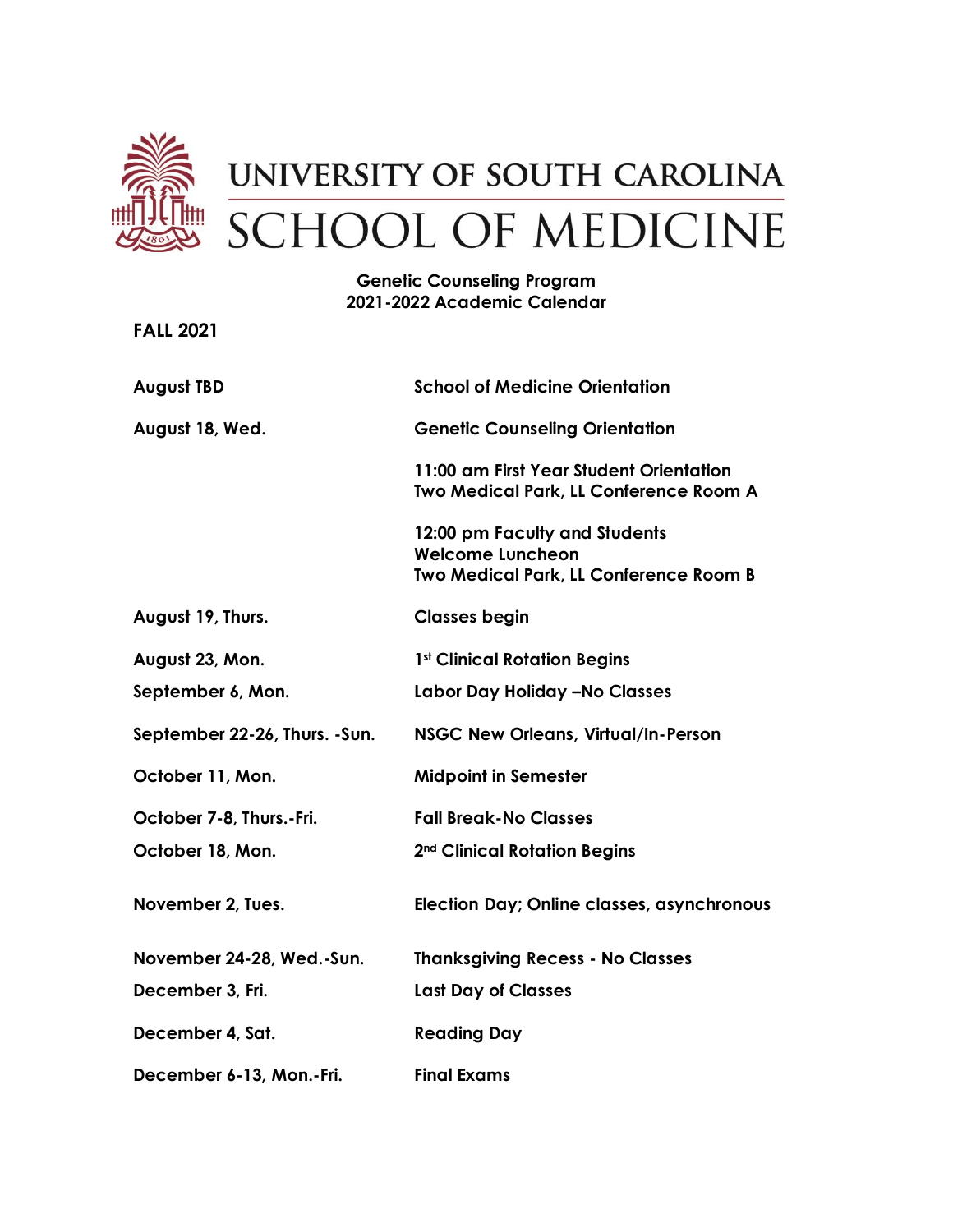# UNIVERSITY OF SOUTH CAROLINA
# SCHOOL OF MEDICINE

**Genetic Counseling Program**
**2021-2022 Academic Calendar**

## FALL 2021

| | |
|---|---|
| **August TBD** | **School of Medicine Orientation** |
| **August 18, Wed.** | **Genetic Counseling Orientation** |
| | **11:00 am First Year Student Orientation**<br>**Two Medical Park, LL Conference Room A** |
| | **12:00 pm Faculty and Students Welcome Luncheon**<br>**Two Medical Park, LL Conference Room B** |
| **August 19, Thurs.** | **Classes begin** |
| **August 23, Mon.** | **1st Clinical Rotation Begins** |
| **September 6, Mon.** | **Labor Day Holiday –No Classes** |
| **September 22-26, Thurs. -Sun.** | **NSGC New Orleans, Virtual/In-Person** |
| **October 11, Mon.** | **Midpoint in Semester** |
| **October 7-8, Thurs.-Fri.** | **Fall Break-No Classes** |
| **October 18, Mon.** | **2nd Clinical Rotation Begins** |
| **November 2, Tues.** | **Election Day; Online classes, asynchronous** |
| **November 24-28, Wed.-Sun.** | **Thanksgiving Recess - No Classes** |
| **December 3, Fri.** | **Last Day of Classes** |
| **December 4, Sat.** | **Reading Day** |
| **December 6-13, Mon.-Fri.** | **Final Exams** |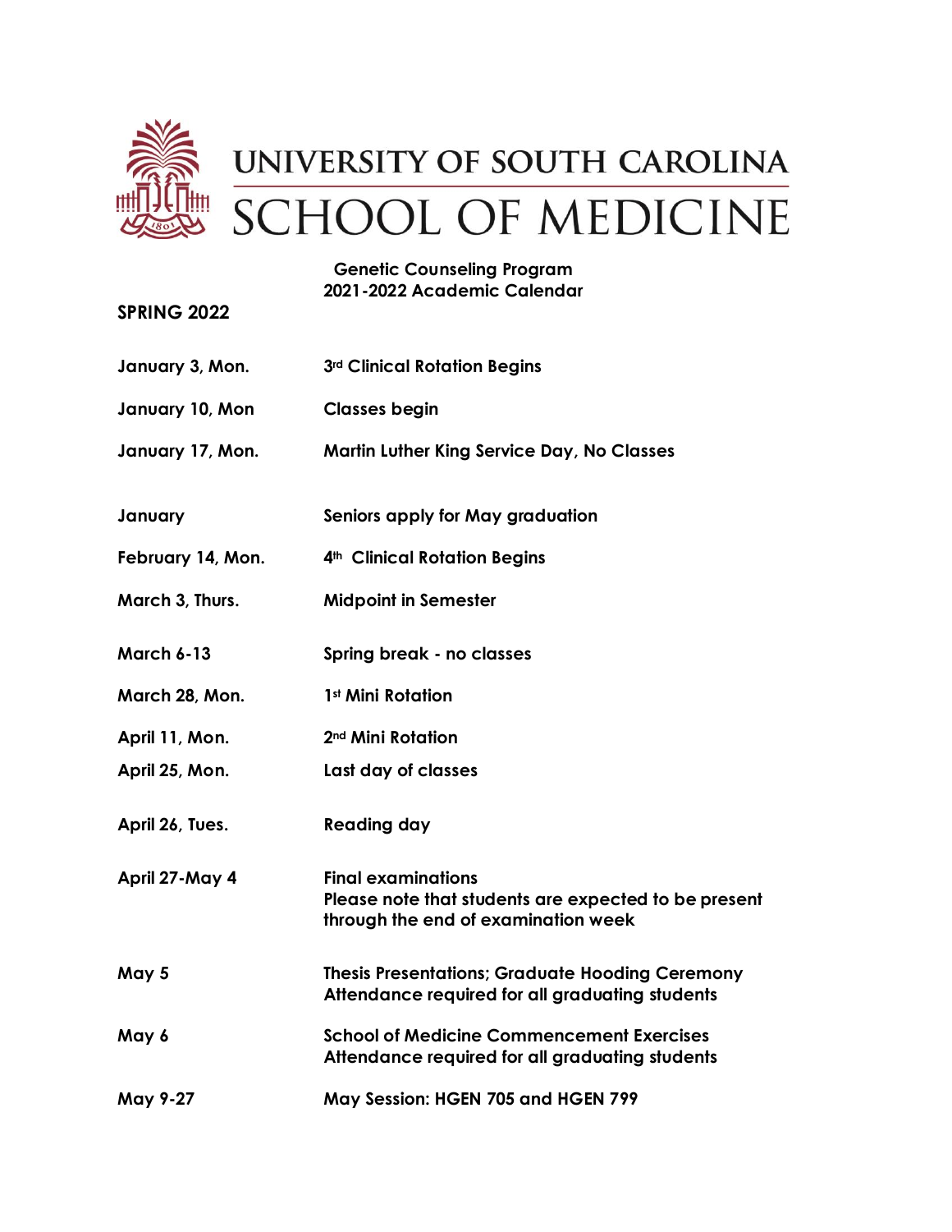# UNIVERSITY OF SOUTH CAROLINA SCHOOL OF MEDICINE

**Genetic Counseling Program**
**2021-2022 Academic Calendar**

## SPRING 2022

| | |
|---|---|
| **January 3, Mon.** | **3rd Clinical Rotation Begins** |
| **January 10, Mon** | **Classes begin** |
| **January 17, Mon.** | **Martin Luther King Service Day, No Classes** |
| **January** | **Seniors apply for May graduation** |
| **February 14, Mon.** | **4th Clinical Rotation Begins** |
| **March 3, Thurs.** | **Midpoint in Semester** |
| **March 6-13** | **Spring break - no classes** |
| **March 28, Mon.** | **1st Mini Rotation** |
| **April 11, Mon.** | **2nd Mini Rotation** |
| **April 25, Mon.** | **Last day of classes** |
| **April 26, Tues.** | **Reading day** |
| **April 27-May 4** | **Final examinations** **Please note that students are expected to be present through the end of examination week** |
| **May 5** | **Thesis Presentations; Graduate Hooding Ceremony** **Attendance required for all graduating students** |
| **May 6** | **School of Medicine Commencement Exercises** **Attendance required for all graduating students** |
| **May 9-27** | **May Session: HGEN 705 and HGEN 799** |